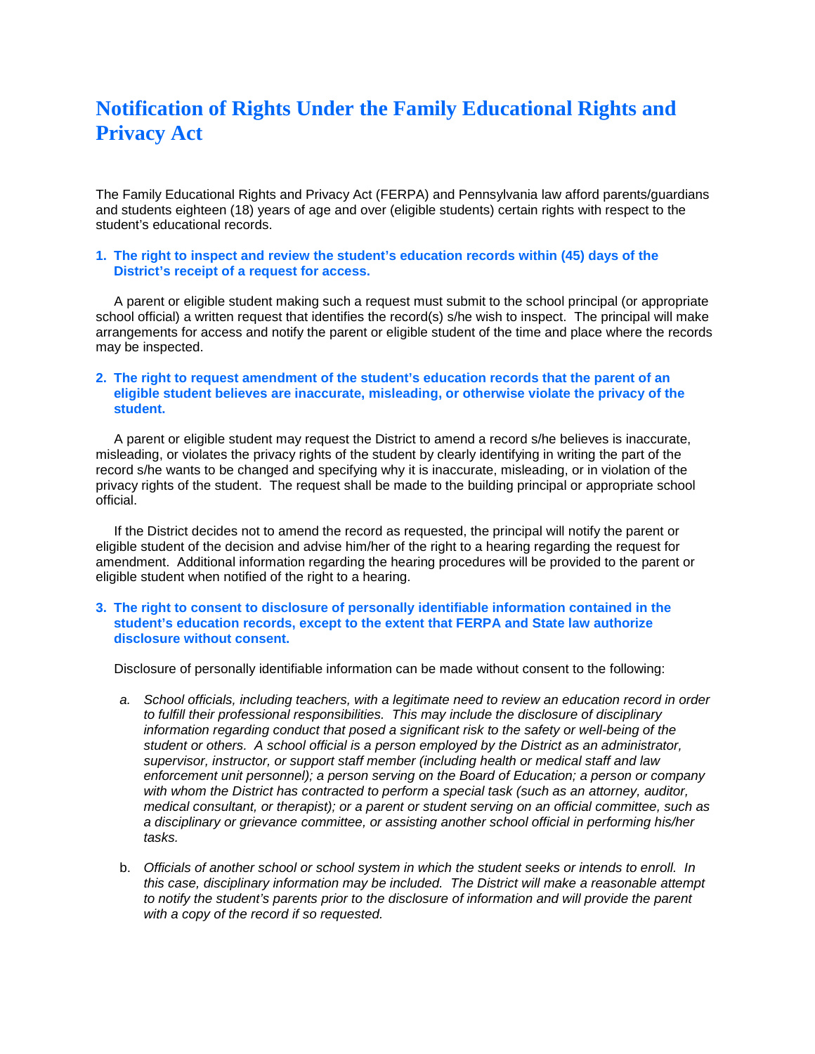# Notification of Rights Under the Family Educational Rights and Privacy Act

The Family Educational Rights and Privacy Act (FERPA) and Pennsylvania law afford parents/guardians and students eighteen (18) years of age and over (eligible students) certain rights with respect to the student's educational records.

1. **The right to inspect and review the student's education records within (45) days of the District's receipt of a request for access.**

   A parent or eligible student making such a request must submit to the school principal (or appropriate school official) a written request that identifies the record(s) s/he wish to inspect. The principal will make arrangements for access and notify the parent or eligible student of the time and place where the records may be inspected.

2. **The right to request amendment of the student's education records that the parent of an eligible student believes are inaccurate, misleading, or otherwise violate the privacy of the student.**

   A parent or eligible student may request the District to amend a record s/he believes is inaccurate, misleading, or violates the privacy rights of the student by clearly identifying in writing the part of the record s/he wants to be changed and specifying why it is inaccurate, misleading, or in violation of the privacy rights of the student. The request shall be made to the building principal or appropriate school official.

   If the District decides not to amend the record as requested, the principal will notify the parent or eligible student of the decision and advise him/her of the right to a hearing regarding the request for amendment. Additional information regarding the hearing procedures will be provided to the parent or eligible student when notified of the right to a hearing.

3. **The right to consent to disclosure of personally identifiable information contained in the student's education records, except to the extent that FERPA and State law authorize disclosure without consent.**

   Disclosure of personally identifiable information can be made without consent to the following:

   a. *School officials, including teachers, with a legitimate need to review an education record in order to fulfill their professional responsibilities. This may include the disclosure of disciplinary information regarding conduct that posed a significant risk to the safety or well-being of the student or others. A school official is a person employed by the District as an administrator, supervisor, instructor, or support staff member (including health or medical staff and law enforcement unit personnel); a person serving on the Board of Education; a person or company with whom the District has contracted to perform a special task (such as an attorney, auditor, medical consultant, or therapist); or a parent or student serving on an official committee, such as a disciplinary or grievance committee, or assisting another school official in performing his/her tasks.*

   b. *Officials of another school or school system in which the student seeks or intends to enroll. In this case, disciplinary information may be included. The District will make a reasonable attempt to notify the student's parents prior to the disclosure of information and will provide the parent with a copy of the record if so requested.*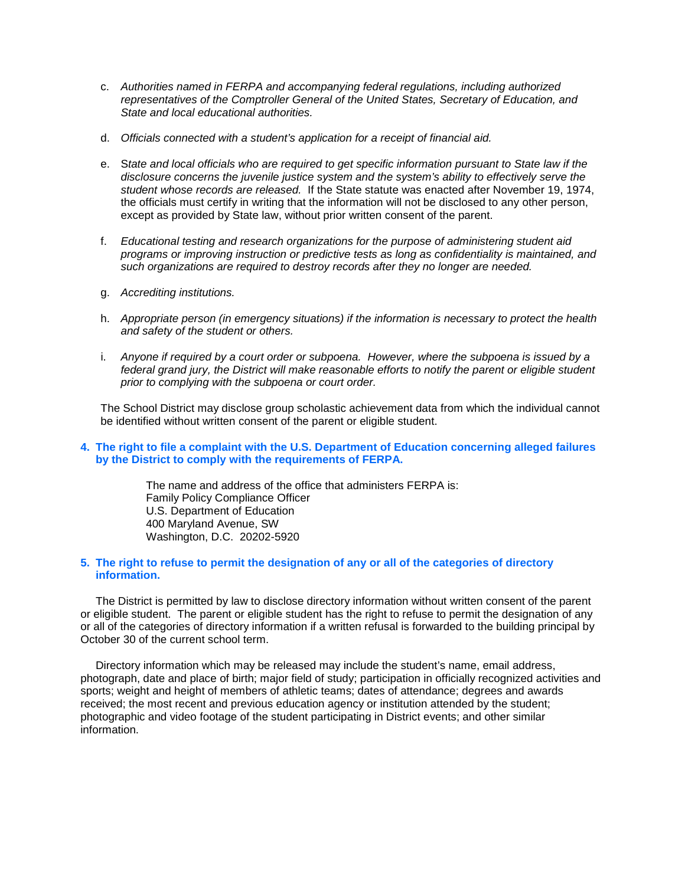c. *Authorities named in FERPA and accompanying federal regulations, including authorized representatives of the Comptroller General of the United States, Secretary of Education, and State and local educational authorities.*

d. *Officials connected with a student's application for a receipt of financial aid.*

e. *State and local officials who are required to get specific information pursuant to State law if the disclosure concerns the juvenile justice system and the system's ability to effectively serve the student whose records are released.* If the State statute was enacted after November 19, 1974, the officials must certify in writing that the information will not be disclosed to any other person, except as provided by State law, without prior written consent of the parent.

f. *Educational testing and research organizations for the purpose of administering student aid programs or improving instruction or predictive tests as long as confidentiality is maintained, and such organizations are required to destroy records after they no longer are needed.*

g. *Accrediting institutions.*

h. *Appropriate person (in emergency situations) if the information is necessary to protect the health and safety of the student or others.*

i. *Anyone if required by a court order or subpoena. However, where the subpoena is issued by a federal grand jury, the District will make reasonable efforts to notify the parent or eligible student prior to complying with the subpoena or court order.*

The School District may disclose group scholastic achievement data from which the individual cannot be identified without written consent of the parent or eligible student.

**4. The right to file a complaint with the U.S. Department of Education concerning alleged failures by the District to comply with the requirements of FERPA.**

The name and address of the office that administers FERPA is:
Family Policy Compliance Officer
U.S. Department of Education
400 Maryland Avenue, SW
Washington, D.C. 20202-5920

**5. The right to refuse to permit the designation of any or all of the categories of directory information.**

The District is permitted by law to disclose directory information without written consent of the parent or eligible student. The parent or eligible student has the right to refuse to permit the designation of any or all of the categories of directory information if a written refusal is forwarded to the building principal by October 30 of the current school term.

Directory information which may be released may include the student's name, email address, photograph, date and place of birth; major field of study; participation in officially recognized activities and sports; weight and height of members of athletic teams; dates of attendance; degrees and awards received; the most recent and previous education agency or institution attended by the student; photographic and video footage of the student participating in District events; and other similar information.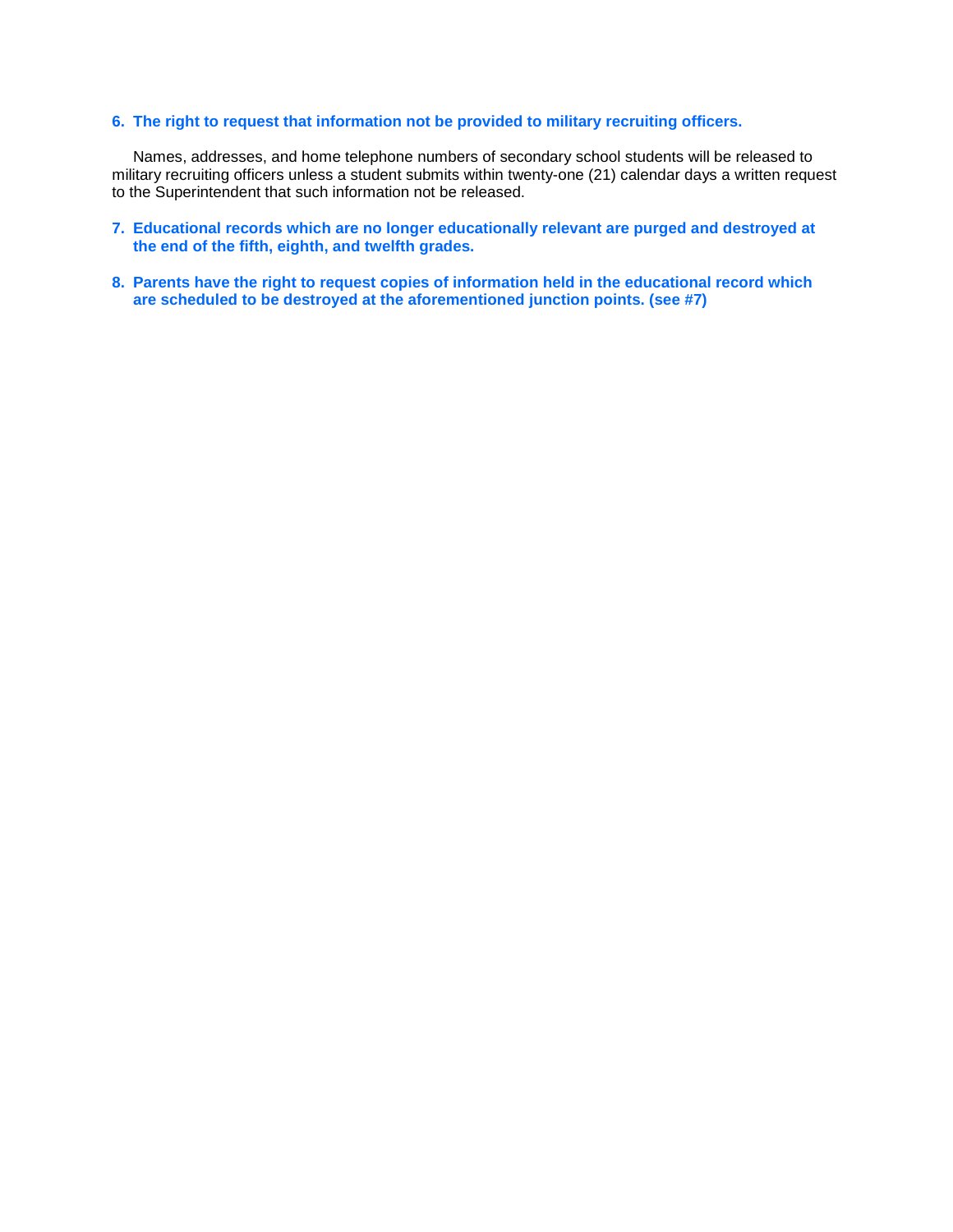6. **The right to request that information not be provided to military recruiting officers.**

   Names, addresses, and home telephone numbers of secondary school students will be released to military recruiting officers unless a student submits within twenty-one (21) calendar days a written request to the Superintendent that such information not be released.

7. **Educational records which are no longer educationally relevant are purged and destroyed at the end of the fifth, eighth, and twelfth grades.**

8. **Parents have the right to request copies of information held in the educational record which are scheduled to be destroyed at the aforementioned junction points. (see #7)**